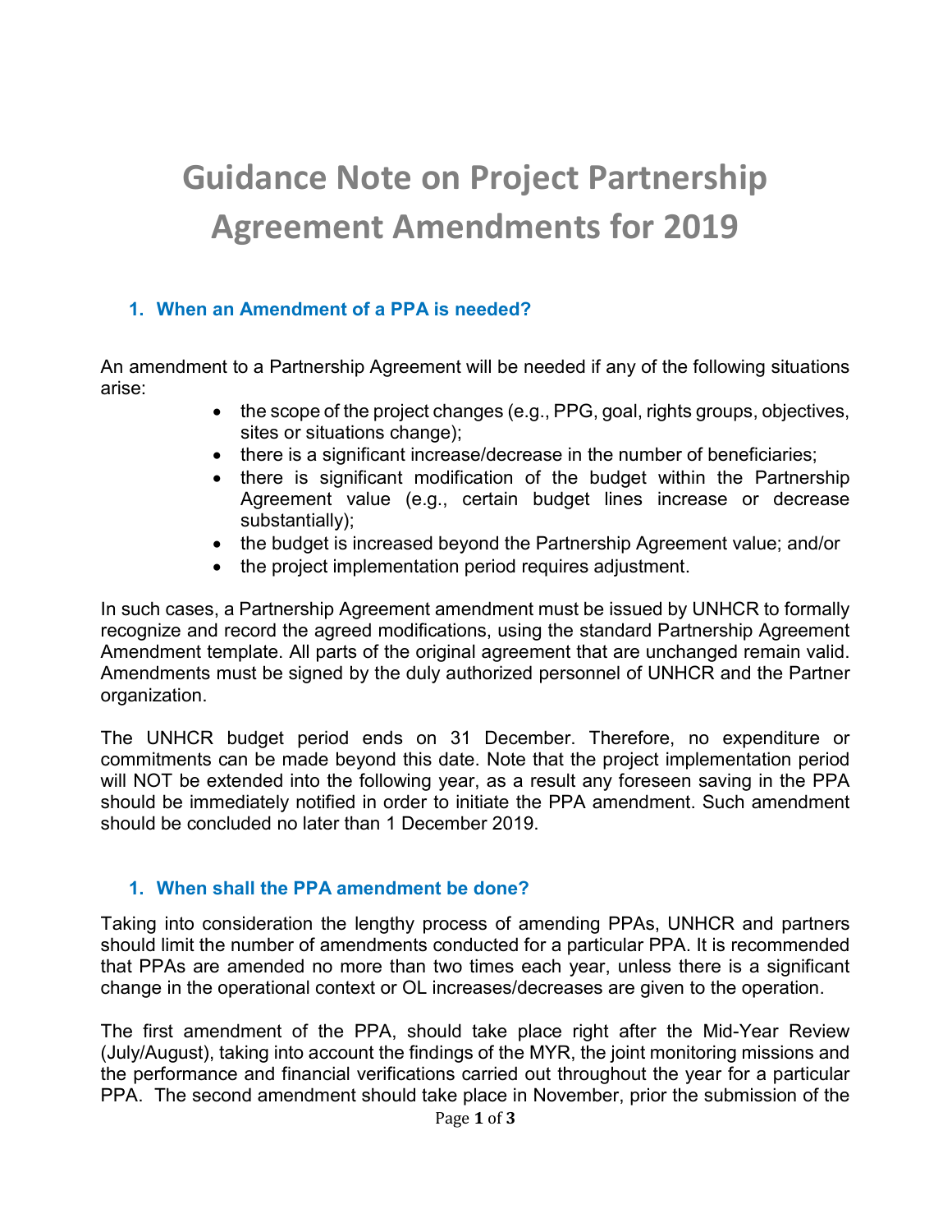# Guidance Note on Project Partnership Agreement Amendments for 2019

## 1. When an Amendment of a PPA is needed?

An amendment to a Partnership Agreement will be needed if any of the following situations arise:

- the scope of the project changes (e.g., PPG, goal, rights groups, objectives, sites or situations change);
- there is a significant increase/decrease in the number of beneficiaries;
- there is significant modification of the budget within the Partnership Agreement value (e.g., certain budget lines increase or decrease substantially);
- the budget is increased beyond the Partnership Agreement value; and/or
- the project implementation period requires adjustment.

In such cases, a Partnership Agreement amendment must be issued by UNHCR to formally recognize and record the agreed modifications, using the standard Partnership Agreement Amendment template. All parts of the original agreement that are unchanged remain valid. Amendments must be signed by the duly authorized personnel of UNHCR and the Partner organization.

The UNHCR budget period ends on 31 December. Therefore, no expenditure or commitments can be made beyond this date. Note that the project implementation period will NOT be extended into the following year, as a result any foreseen saving in the PPA should be immediately notified in order to initiate the PPA amendment. Such amendment should be concluded no later than 1 December 2019.

## 1. When shall the PPA amendment be done?

Taking into consideration the lengthy process of amending PPAs, UNHCR and partners should limit the number of amendments conducted for a particular PPA. It is recommended that PPAs are amended no more than two times each year, unless there is a significant change in the operational context or OL increases/decreases are given to the operation.

The first amendment of the PPA, should take place right after the Mid-Year Review (July/August), taking into account the findings of the MYR, the joint monitoring missions and the performance and financial verifications carried out throughout the year for a particular PPA. The second amendment should take place in November, prior the submission of the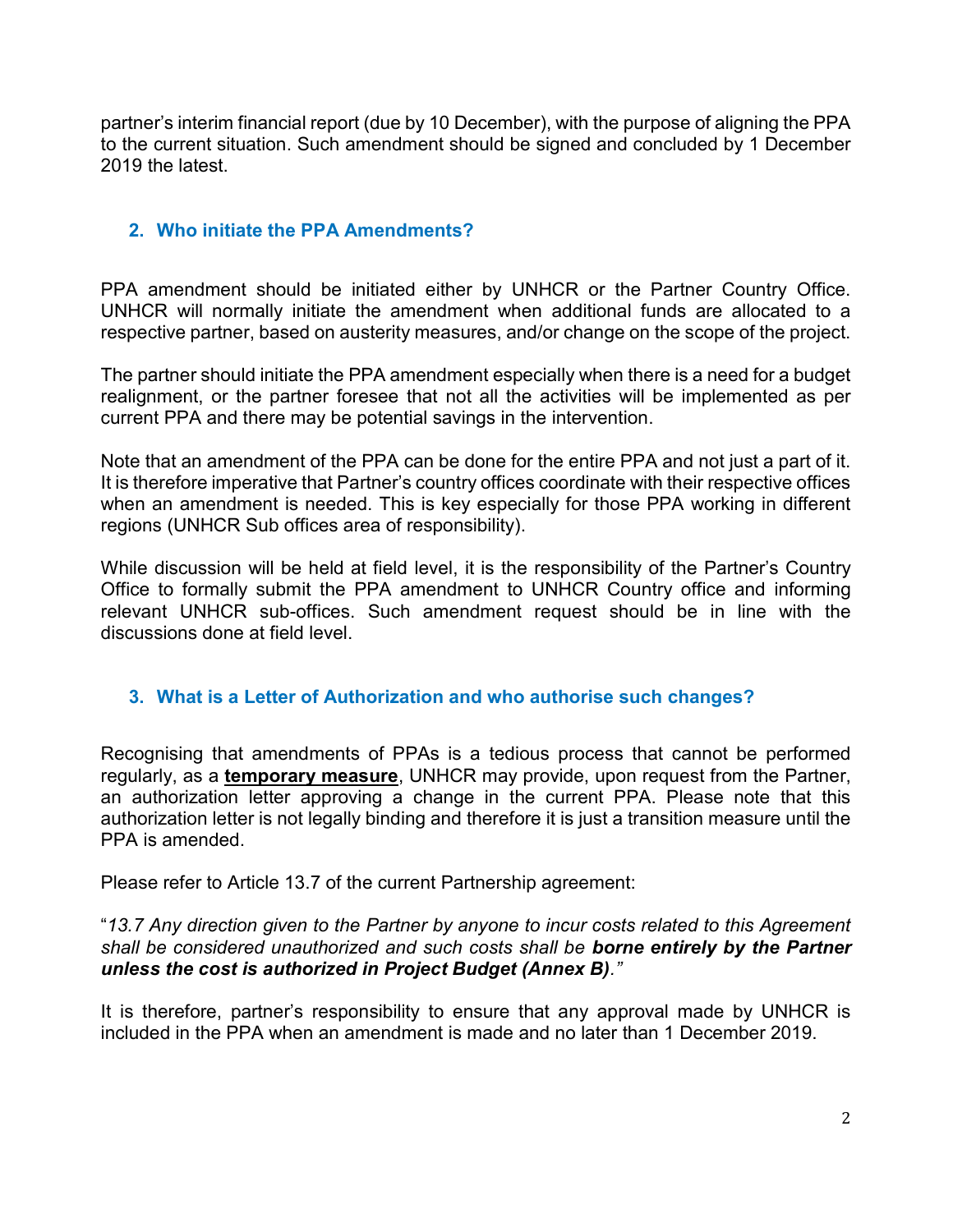partner's interim financial report (due by 10 December), with the purpose of aligning the PPA to the current situation. Such amendment should be signed and concluded by 1 December 2019 the latest.

## 2. Who initiate the PPA Amendments?

PPA amendment should be initiated either by UNHCR or the Partner Country Office. UNHCR will normally initiate the amendment when additional funds are allocated to a respective partner, based on austerity measures, and/or change on the scope of the project.

The partner should initiate the PPA amendment especially when there is a need for a budget realignment, or the partner foresee that not all the activities will be implemented as per current PPA and there may be potential savings in the intervention.

Note that an amendment of the PPA can be done for the entire PPA and not just a part of it. It is therefore imperative that Partner's country offices coordinate with their respective offices when an amendment is needed. This is key especially for those PPA working in different regions (UNHCR Sub offices area of responsibility).

While discussion will be held at field level, it is the responsibility of the Partner's Country Office to formally submit the PPA amendment to UNHCR Country office and informing relevant UNHCR sub-offices. Such amendment request should be in line with the discussions done at field level.

## 3. What is a Letter of Authorization and who authorise such changes?

Recognising that amendments of PPAs is a tedious process that cannot be performed regularly, as a **temporary measure**, UNHCR may provide, upon request from the Partner, an authorization letter approving a change in the current PPA. Please note that this authorization letter is not legally binding and therefore it is just a transition measure until the PPA is amended.

Please refer to Article 13.7 of the current Partnership agreement:

"*13.7 Any direction given to the Partner by anyone to incur costs related to this Agreement shall be considered unauthorized and such costs shall be* ***borne entirely by the Partner unless the cost is authorized in Project Budget (Annex B)****.*"

It is therefore, partner's responsibility to ensure that any approval made by UNHCR is included in the PPA when an amendment is made and no later than 1 December 2019.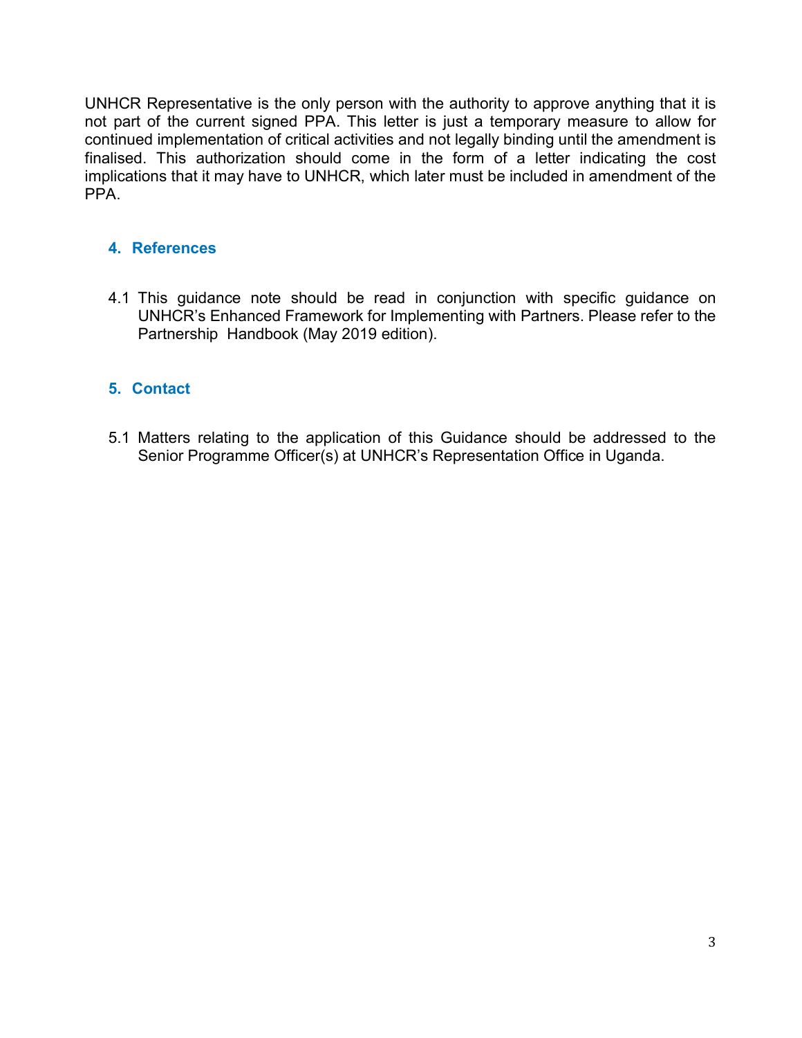UNHCR Representative is the only person with the authority to approve anything that it is not part of the current signed PPA. This letter is just a temporary measure to allow for continued implementation of critical activities and not legally binding until the amendment is finalised. This authorization should come in the form of a letter indicating the cost implications that it may have to UNHCR, which later must be included in amendment of the PPA.

## 4. References

4.1 This guidance note should be read in conjunction with specific guidance on UNHCR's Enhanced Framework for Implementing with Partners. Please refer to the Partnership Handbook (May 2019 edition).

## 5. Contact

5.1 Matters relating to the application of this Guidance should be addressed to the Senior Programme Officer(s) at UNHCR's Representation Office in Uganda.